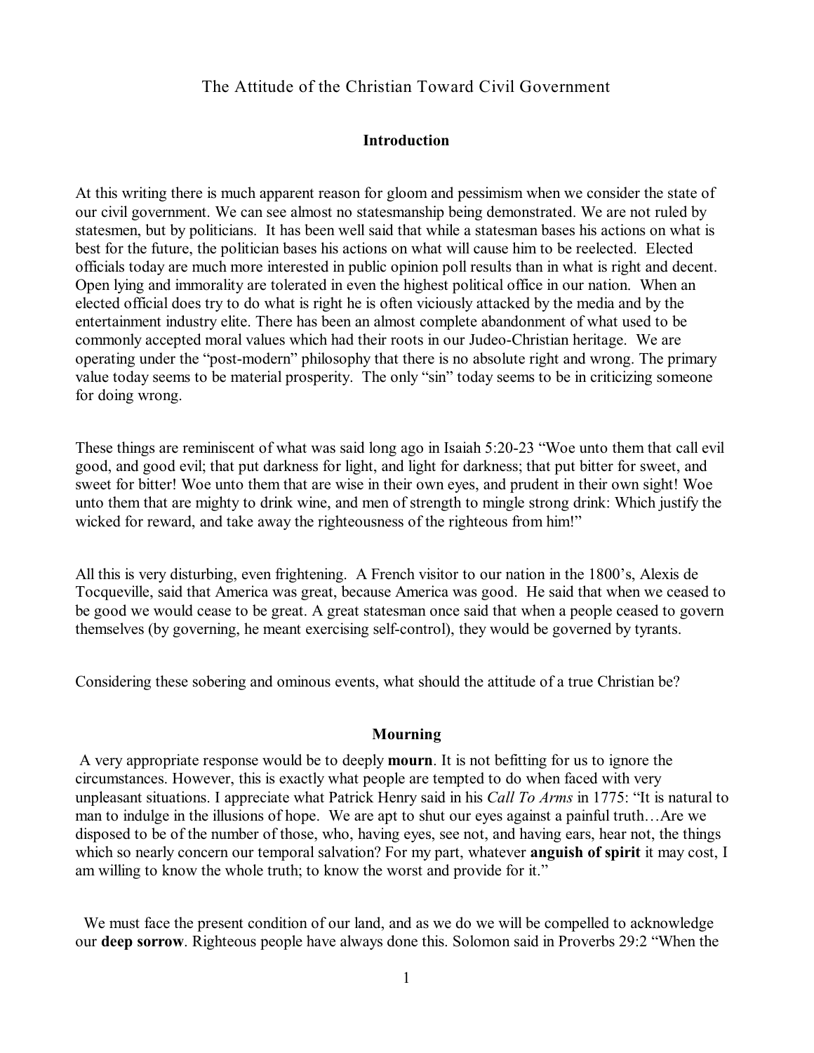# The Attitude of the Christian Toward Civil Government

## Introduction

At this writing there is much apparent reason for gloom and pessimism when we consider the state of our civil government. We can see almost no statesmanship being demonstrated. We are not ruled by statesmen, but by politicians. It has been well said that while a statesman bases his actions on what is best for the future, the politician bases his actions on what will cause him to be reelected. Elected officials today are much more interested in public opinion poll results than in what is right and decent. Open lying and immorality are tolerated in even the highest political office in our nation. When an elected official does try to do what is right he is often viciously attacked by the media and by the entertainment industry elite. There has been an almost complete abandonment of what used to be commonly accepted moral values which had their roots in our Judeo-Christian heritage. We are operating under the "post-modern" philosophy that there is no absolute right and wrong. The primary value today seems to be material prosperity. The only "sin" today seems to be in criticizing someone for doing wrong.

These things are reminiscent of what was said long ago in Isaiah 5:20-23 "Woe unto them that call evil good, and good evil; that put darkness for light, and light for darkness; that put bitter for sweet, and sweet for bitter! Woe unto them that are wise in their own eyes, and prudent in their own sight! Woe unto them that are mighty to drink wine, and men of strength to mingle strong drink: Which justify the wicked for reward, and take away the righteousness of the righteous from him!"

All this is very disturbing, even frightening. A French visitor to our nation in the 1800's, Alexis de Tocqueville, said that America was great, because America was good. He said that when we ceased to be good we would cease to be great. A great statesman once said that when a people ceased to govern themselves (by governing, he meant exercising self-control), they would be governed by tyrants.

Considering these sobering and ominous events, what should the attitude of a true Christian be?

## Mourning

A very appropriate response would be to deeply **mourn**. It is not befitting for us to ignore the circumstances. However, this is exactly what people are tempted to do when faced with very unpleasant situations. I appreciate what Patrick Henry said in his *Call To Arms* in 1775: "It is natural to man to indulge in the illusions of hope. We are apt to shut our eyes against a painful truth…Are we disposed to be of the number of those, who, having eyes, see not, and having ears, hear not, the things which so nearly concern our temporal salvation? For my part, whatever **anguish of spirit** it may cost, I am willing to know the whole truth; to know the worst and provide for it."

We must face the present condition of our land, and as we do we will be compelled to acknowledge our **deep sorrow**. Righteous people have always done this. Solomon said in Proverbs 29:2 "When the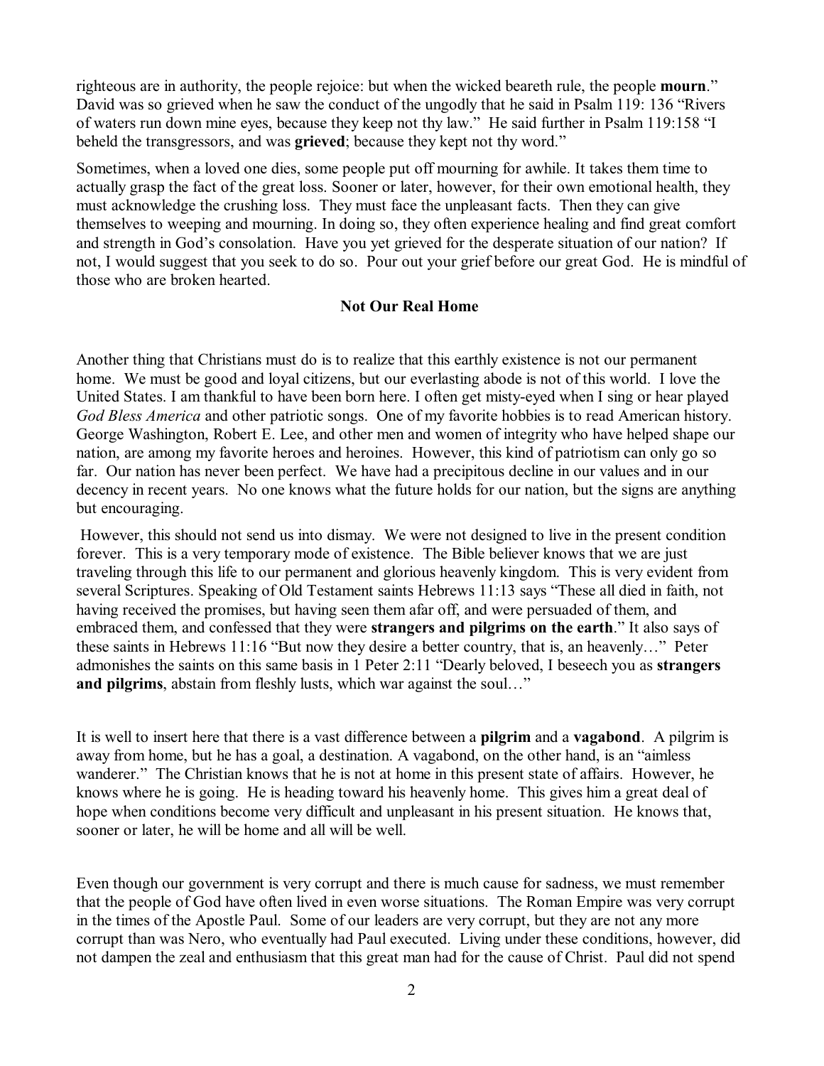righteous are in authority, the people rejoice: but when the wicked beareth rule, the people **mourn**." David was so grieved when he saw the conduct of the ungodly that he said in Psalm 119: 136 "Rivers of waters run down mine eyes, because they keep not thy law." He said further in Psalm 119:158 "I beheld the transgressors, and was **grieved**; because they kept not thy word."

Sometimes, when a loved one dies, some people put off mourning for awhile. It takes them time to actually grasp the fact of the great loss. Sooner or later, however, for their own emotional health, they must acknowledge the crushing loss. They must face the unpleasant facts. Then they can give themselves to weeping and mourning. In doing so, they often experience healing and find great comfort and strength in God's consolation. Have you yet grieved for the desperate situation of our nation? If not, I would suggest that you seek to do so. Pour out your grief before our great God. He is mindful of those who are broken hearted.

## Not Our Real Home

Another thing that Christians must do is to realize that this earthly existence is not our permanent home. We must be good and loyal citizens, but our everlasting abode is not of this world. I love the United States. I am thankful to have been born here. I often get misty-eyed when I sing or hear played *God Bless America* and other patriotic songs. One of my favorite hobbies is to read American history. George Washington, Robert E. Lee, and other men and women of integrity who have helped shape our nation, are among my favorite heroes and heroines. However, this kind of patriotism can only go so far. Our nation has never been perfect. We have had a precipitous decline in our values and in our decency in recent years. No one knows what the future holds for our nation, but the signs are anything but encouraging.

However, this should not send us into dismay. We were not designed to live in the present condition forever. This is a very temporary mode of existence. The Bible believer knows that we are just traveling through this life to our permanent and glorious heavenly kingdom. This is very evident from several Scriptures. Speaking of Old Testament saints Hebrews 11:13 says "These all died in faith, not having received the promises, but having seen them afar off, and were persuaded of them, and embraced them, and confessed that they were **strangers and pilgrims on the earth**." It also says of these saints in Hebrews 11:16 "But now they desire a better country, that is, an heavenly…" Peter admonishes the saints on this same basis in 1 Peter 2:11 "Dearly beloved, I beseech you as **strangers and pilgrims**, abstain from fleshly lusts, which war against the soul…"

It is well to insert here that there is a vast difference between a **pilgrim** and a **vagabond**. A pilgrim is away from home, but he has a goal, a destination. A vagabond, on the other hand, is an "aimless wanderer." The Christian knows that he is not at home in this present state of affairs. However, he knows where he is going. He is heading toward his heavenly home. This gives him a great deal of hope when conditions become very difficult and unpleasant in his present situation. He knows that, sooner or later, he will be home and all will be well.

Even though our government is very corrupt and there is much cause for sadness, we must remember that the people of God have often lived in even worse situations. The Roman Empire was very corrupt in the times of the Apostle Paul. Some of our leaders are very corrupt, but they are not any more corrupt than was Nero, who eventually had Paul executed. Living under these conditions, however, did not dampen the zeal and enthusiasm that this great man had for the cause of Christ. Paul did not spend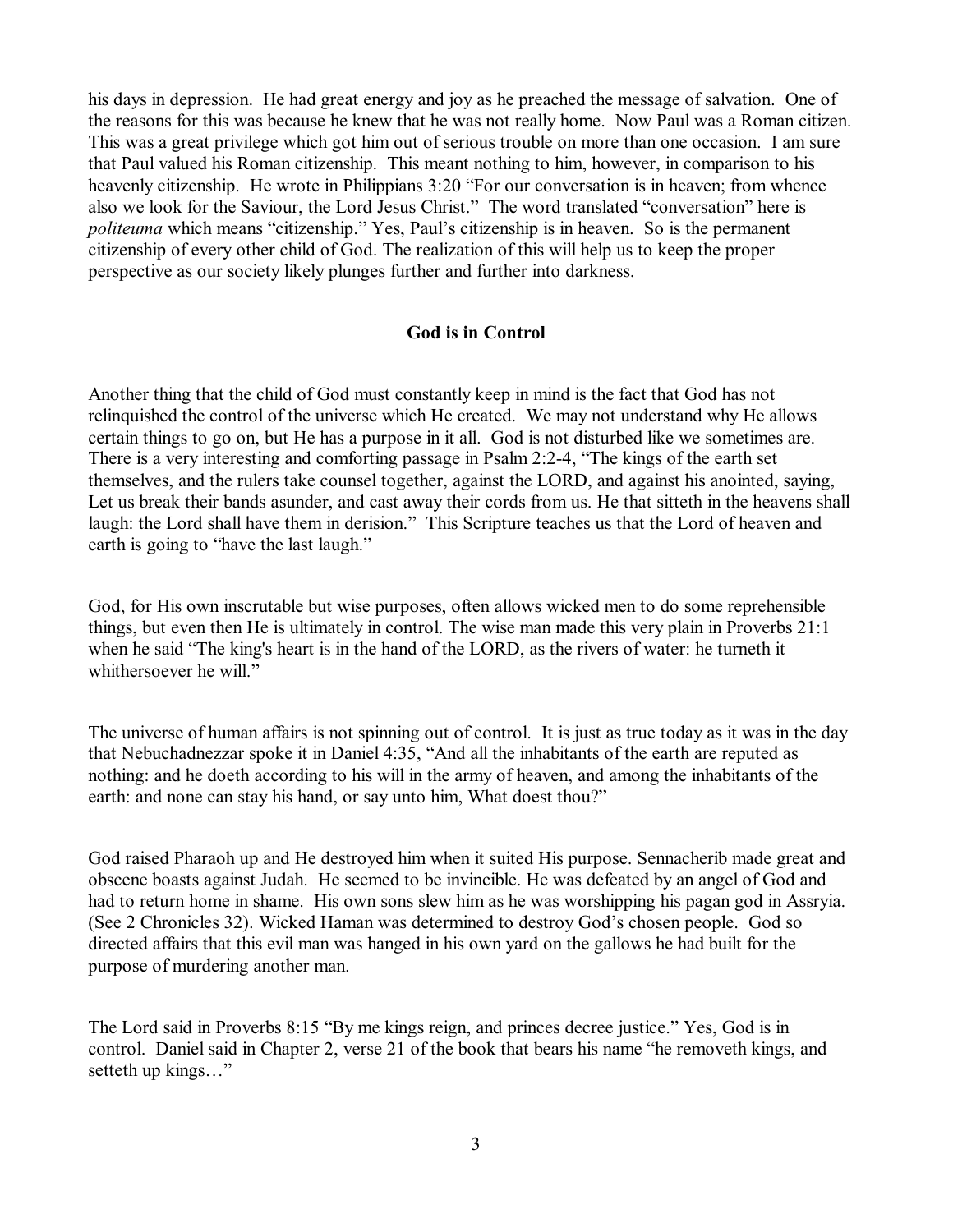his days in depression. He had great energy and joy as he preached the message of salvation. One of the reasons for this was because he knew that he was not really home. Now Paul was a Roman citizen. This was a great privilege which got him out of serious trouble on more than one occasion. I am sure that Paul valued his Roman citizenship. This meant nothing to him, however, in comparison to his heavenly citizenship. He wrote in Philippians 3:20 "For our conversation is in heaven; from whence also we look for the Saviour, the Lord Jesus Christ." The word translated "conversation" here is *politeuma* which means "citizenship." Yes, Paul's citizenship is in heaven. So is the permanent citizenship of every other child of God. The realization of this will help us to keep the proper perspective as our society likely plunges further and further into darkness.

## God is in Control

Another thing that the child of God must constantly keep in mind is the fact that God has not relinquished the control of the universe which He created. We may not understand why He allows certain things to go on, but He has a purpose in it all. God is not disturbed like we sometimes are. There is a very interesting and comforting passage in Psalm 2:2-4, "The kings of the earth set themselves, and the rulers take counsel together, against the LORD, and against his anointed, saying, Let us break their bands asunder, and cast away their cords from us. He that sitteth in the heavens shall laugh: the Lord shall have them in derision." This Scripture teaches us that the Lord of heaven and earth is going to "have the last laugh."

God, for His own inscrutable but wise purposes, often allows wicked men to do some reprehensible things, but even then He is ultimately in control. The wise man made this very plain in Proverbs 21:1 when he said "The king's heart is in the hand of the LORD, as the rivers of water: he turneth it whithersoever he will."

The universe of human affairs is not spinning out of control. It is just as true today as it was in the day that Nebuchadnezzar spoke it in Daniel 4:35, "And all the inhabitants of the earth are reputed as nothing: and he doeth according to his will in the army of heaven, and among the inhabitants of the earth: and none can stay his hand, or say unto him, What doest thou?"

God raised Pharaoh up and He destroyed him when it suited His purpose. Sennacherib made great and obscene boasts against Judah. He seemed to be invincible. He was defeated by an angel of God and had to return home in shame. His own sons slew him as he was worshipping his pagan god in Assryia. (See 2 Chronicles 32). Wicked Haman was determined to destroy God's chosen people. God so directed affairs that this evil man was hanged in his own yard on the gallows he had built for the purpose of murdering another man.

The Lord said in Proverbs 8:15 "By me kings reign, and princes decree justice." Yes, God is in control. Daniel said in Chapter 2, verse 21 of the book that bears his name "he removeth kings, and setteth up kings…"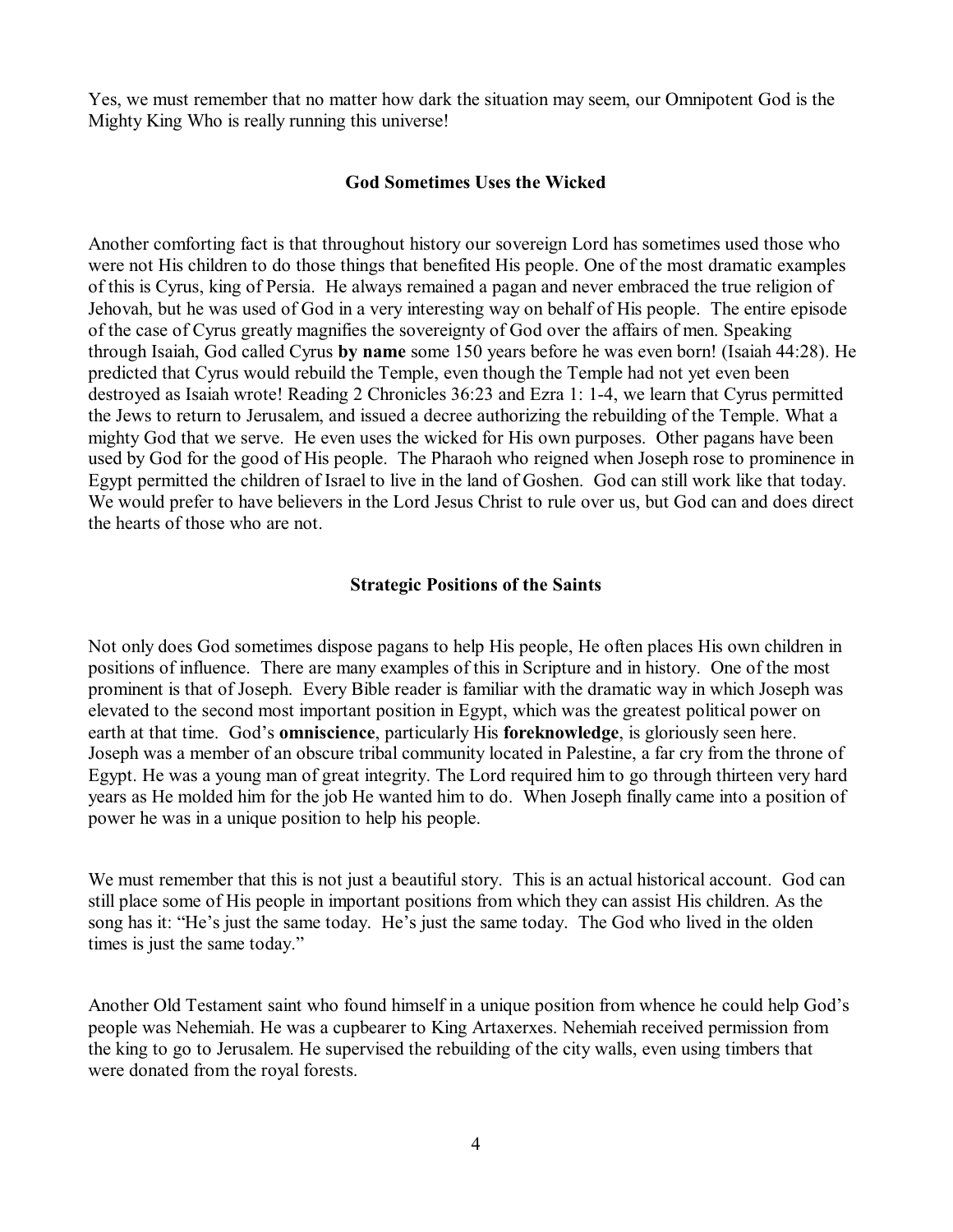Yes, we must remember that no matter how dark the situation may seem, our Omnipotent God is the Mighty King Who is really running this universe!

### God Sometimes Uses the Wicked

Another comforting fact is that throughout history our sovereign Lord has sometimes used those who were not His children to do those things that benefited His people. One of the most dramatic examples of this is Cyrus, king of Persia. He always remained a pagan and never embraced the true religion of Jehovah, but he was used of God in a very interesting way on behalf of His people. The entire episode of the case of Cyrus greatly magnifies the sovereignty of God over the affairs of men. Speaking through Isaiah, God called Cyrus **by name** some 150 years before he was even born! (Isaiah 44:28). He predicted that Cyrus would rebuild the Temple, even though the Temple had not yet even been destroyed as Isaiah wrote! Reading 2 Chronicles 36:23 and Ezra 1: 1-4, we learn that Cyrus permitted the Jews to return to Jerusalem, and issued a decree authorizing the rebuilding of the Temple. What a mighty God that we serve. He even uses the wicked for His own purposes. Other pagans have been used by God for the good of His people. The Pharaoh who reigned when Joseph rose to prominence in Egypt permitted the children of Israel to live in the land of Goshen. God can still work like that today. We would prefer to have believers in the Lord Jesus Christ to rule over us, but God can and does direct the hearts of those who are not.

### Strategic Positions of the Saints

Not only does God sometimes dispose pagans to help His people, He often places His own children in positions of influence. There are many examples of this in Scripture and in history. One of the most prominent is that of Joseph. Every Bible reader is familiar with the dramatic way in which Joseph was elevated to the second most important position in Egypt, which was the greatest political power on earth at that time. God's **omniscience**, particularly His **foreknowledge**, is gloriously seen here. Joseph was a member of an obscure tribal community located in Palestine, a far cry from the throne of Egypt. He was a young man of great integrity. The Lord required him to go through thirteen very hard years as He molded him for the job He wanted him to do. When Joseph finally came into a position of power he was in a unique position to help his people.

We must remember that this is not just a beautiful story. This is an actual historical account. God can still place some of His people in important positions from which they can assist His children. As the song has it: "He's just the same today. He's just the same today. The God who lived in the olden times is just the same today."

Another Old Testament saint who found himself in a unique position from whence he could help God's people was Nehemiah. He was a cupbearer to King Artaxerxes. Nehemiah received permission from the king to go to Jerusalem. He supervised the rebuilding of the city walls, even using timbers that were donated from the royal forests.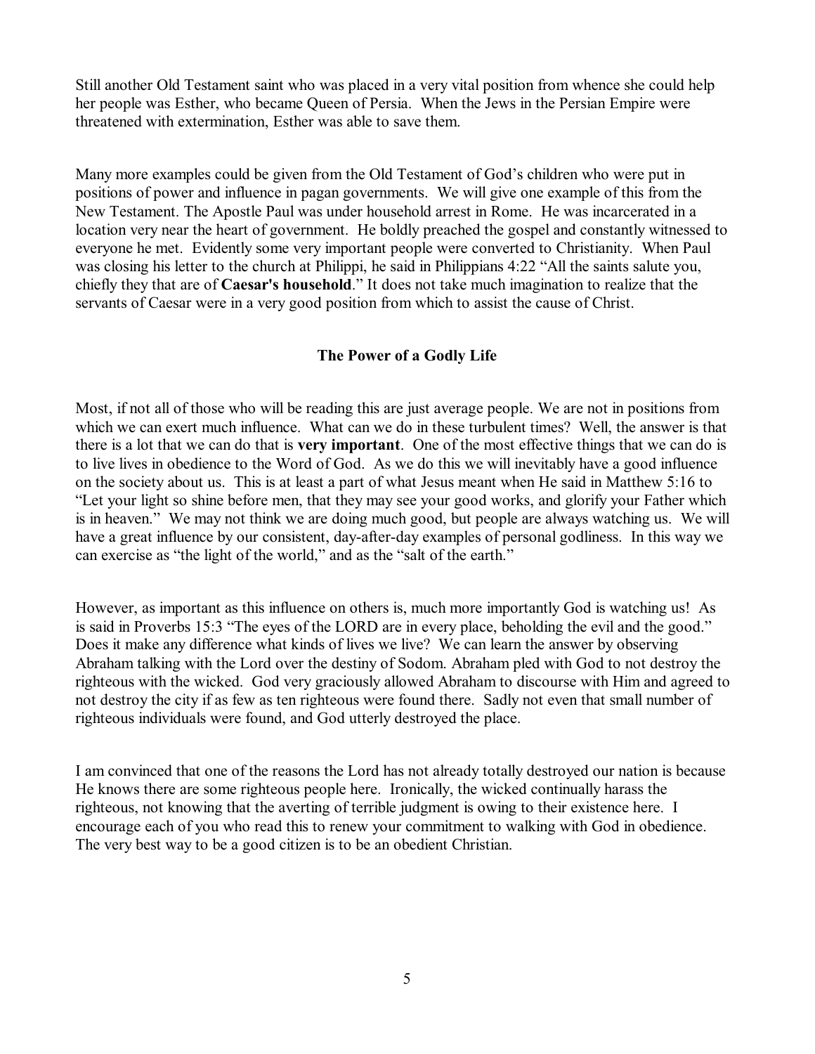Still another Old Testament saint who was placed in a very vital position from whence she could help her people was Esther, who became Queen of Persia. When the Jews in the Persian Empire were threatened with extermination, Esther was able to save them.

Many more examples could be given from the Old Testament of God's children who were put in positions of power and influence in pagan governments. We will give one example of this from the New Testament. The Apostle Paul was under household arrest in Rome. He was incarcerated in a location very near the heart of government. He boldly preached the gospel and constantly witnessed to everyone he met. Evidently some very important people were converted to Christianity. When Paul was closing his letter to the church at Philippi, he said in Philippians 4:22 "All the saints salute you, chiefly they that are of **Caesar's household**." It does not take much imagination to realize that the servants of Caesar were in a very good position from which to assist the cause of Christ.

### The Power of a Godly Life

Most, if not all of those who will be reading this are just average people. We are not in positions from which we can exert much influence. What can we do in these turbulent times? Well, the answer is that there is a lot that we can do that is **very important**. One of the most effective things that we can do is to live lives in obedience to the Word of God. As we do this we will inevitably have a good influence on the society about us. This is at least a part of what Jesus meant when He said in Matthew 5:16 to "Let your light so shine before men, that they may see your good works, and glorify your Father which is in heaven." We may not think we are doing much good, but people are always watching us. We will have a great influence by our consistent, day-after-day examples of personal godliness. In this way we can exercise as "the light of the world," and as the "salt of the earth."

However, as important as this influence on others is, much more importantly God is watching us! As is said in Proverbs 15:3 "The eyes of the LORD are in every place, beholding the evil and the good." Does it make any difference what kinds of lives we live? We can learn the answer by observing Abraham talking with the Lord over the destiny of Sodom. Abraham pled with God to not destroy the righteous with the wicked. God very graciously allowed Abraham to discourse with Him and agreed to not destroy the city if as few as ten righteous were found there. Sadly not even that small number of righteous individuals were found, and God utterly destroyed the place.

I am convinced that one of the reasons the Lord has not already totally destroyed our nation is because He knows there are some righteous people here. Ironically, the wicked continually harass the righteous, not knowing that the averting of terrible judgment is owing to their existence here. I encourage each of you who read this to renew your commitment to walking with God in obedience. The very best way to be a good citizen is to be an obedient Christian.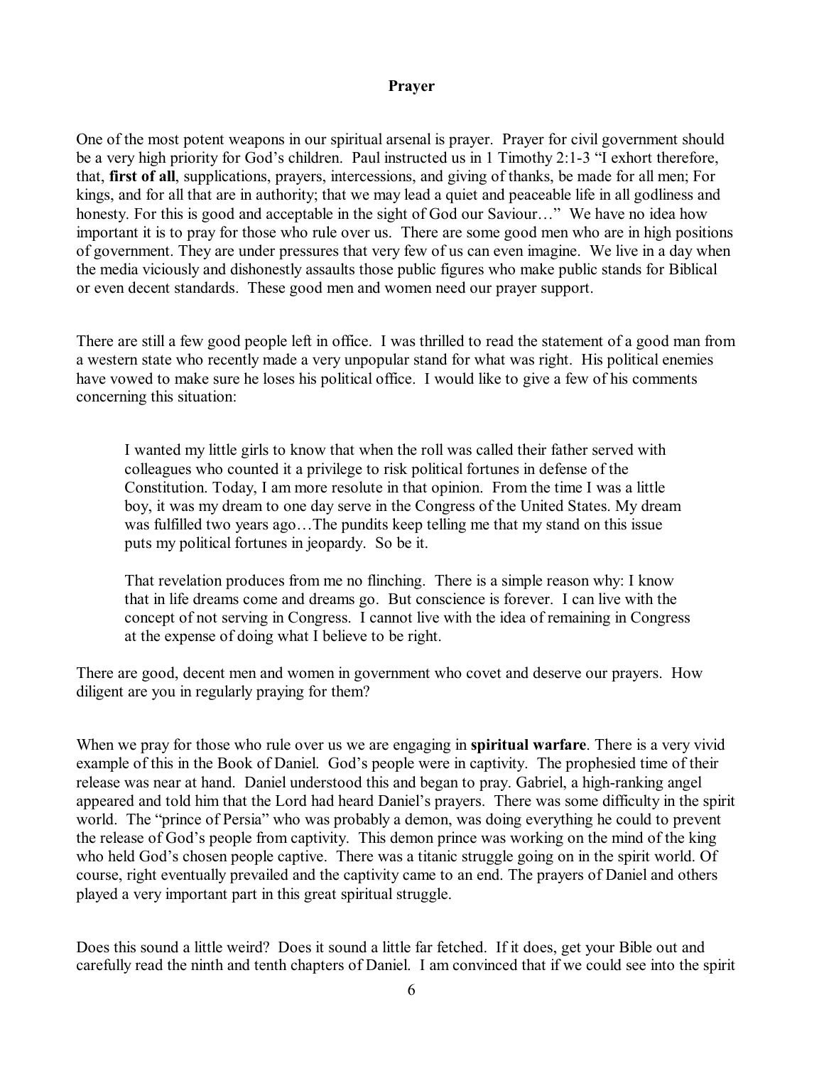# Prayer

One of the most potent weapons in our spiritual arsenal is prayer. Prayer for civil government should be a very high priority for God's children. Paul instructed us in 1 Timothy 2:1-3 "I exhort therefore, that, **first of all**, supplications, prayers, intercessions, and giving of thanks, be made for all men; For kings, and for all that are in authority; that we may lead a quiet and peaceable life in all godliness and honesty. For this is good and acceptable in the sight of God our Saviour…" We have no idea how important it is to pray for those who rule over us. There are some good men who are in high positions of government. They are under pressures that very few of us can even imagine. We live in a day when the media viciously and dishonestly assaults those public figures who make public stands for Biblical or even decent standards. These good men and women need our prayer support.

There are still a few good people left in office. I was thrilled to read the statement of a good man from a western state who recently made a very unpopular stand for what was right. His political enemies have vowed to make sure he loses his political office. I would like to give a few of his comments concerning this situation:

> I wanted my little girls to know that when the roll was called their father served with colleagues who counted it a privilege to risk political fortunes in defense of the Constitution. Today, I am more resolute in that opinion. From the time I was a little boy, it was my dream to one day serve in the Congress of the United States. My dream was fulfilled two years ago…The pundits keep telling me that my stand on this issue puts my political fortunes in jeopardy. So be it.
>
> That revelation produces from me no flinching. There is a simple reason why: I know that in life dreams come and dreams go. But conscience is forever. I can live with the concept of not serving in Congress. I cannot live with the idea of remaining in Congress at the expense of doing what I believe to be right.

There are good, decent men and women in government who covet and deserve our prayers. How diligent are you in regularly praying for them?

When we pray for those who rule over us we are engaging in **spiritual warfare**. There is a very vivid example of this in the Book of Daniel. God's people were in captivity. The prophesied time of their release was near at hand. Daniel understood this and began to pray. Gabriel, a high-ranking angel appeared and told him that the Lord had heard Daniel's prayers. There was some difficulty in the spirit world. The "prince of Persia" who was probably a demon, was doing everything he could to prevent the release of God's people from captivity. This demon prince was working on the mind of the king who held God's chosen people captive. There was a titanic struggle going on in the spirit world. Of course, right eventually prevailed and the captivity came to an end. The prayers of Daniel and others played a very important part in this great spiritual struggle.

Does this sound a little weird? Does it sound a little far fetched. If it does, get your Bible out and carefully read the ninth and tenth chapters of Daniel. I am convinced that if we could see into the spirit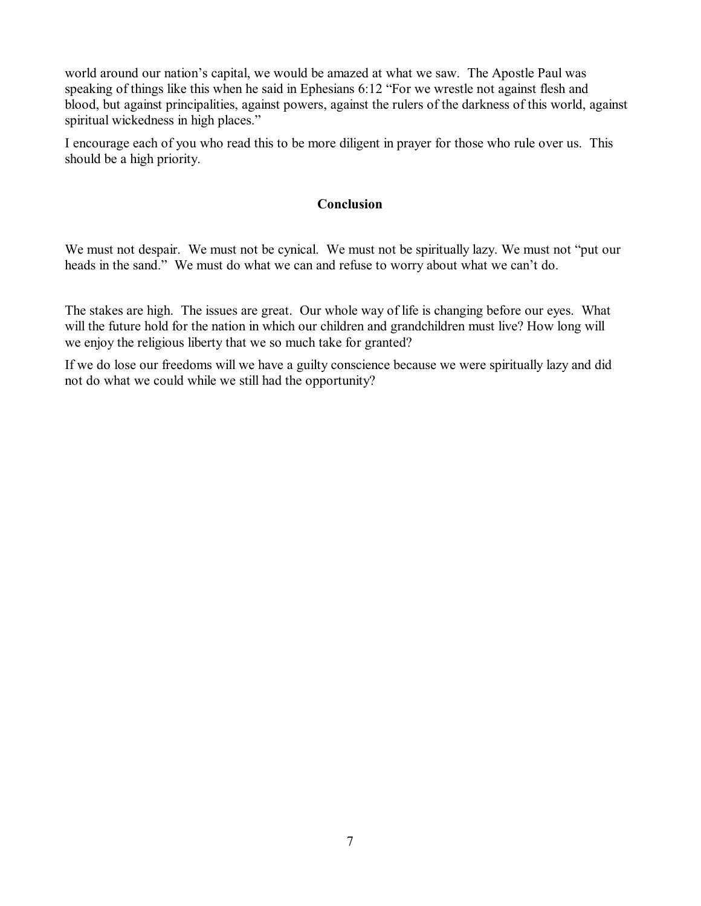world around our nation's capital, we would be amazed at what we saw. The Apostle Paul was speaking of things like this when he said in Ephesians 6:12 "For we wrestle not against flesh and blood, but against principalities, against powers, against the rulers of the darkness of this world, against spiritual wickedness in high places."

I encourage each of you who read this to be more diligent in prayer for those who rule over us. This should be a high priority.

## Conclusion

We must not despair. We must not be cynical. We must not be spiritually lazy. We must not "put our heads in the sand." We must do what we can and refuse to worry about what we can't do.

The stakes are high. The issues are great. Our whole way of life is changing before our eyes. What will the future hold for the nation in which our children and grandchildren must live? How long will we enjoy the religious liberty that we so much take for granted?

If we do lose our freedoms will we have a guilty conscience because we were spiritually lazy and did not do what we could while we still had the opportunity?